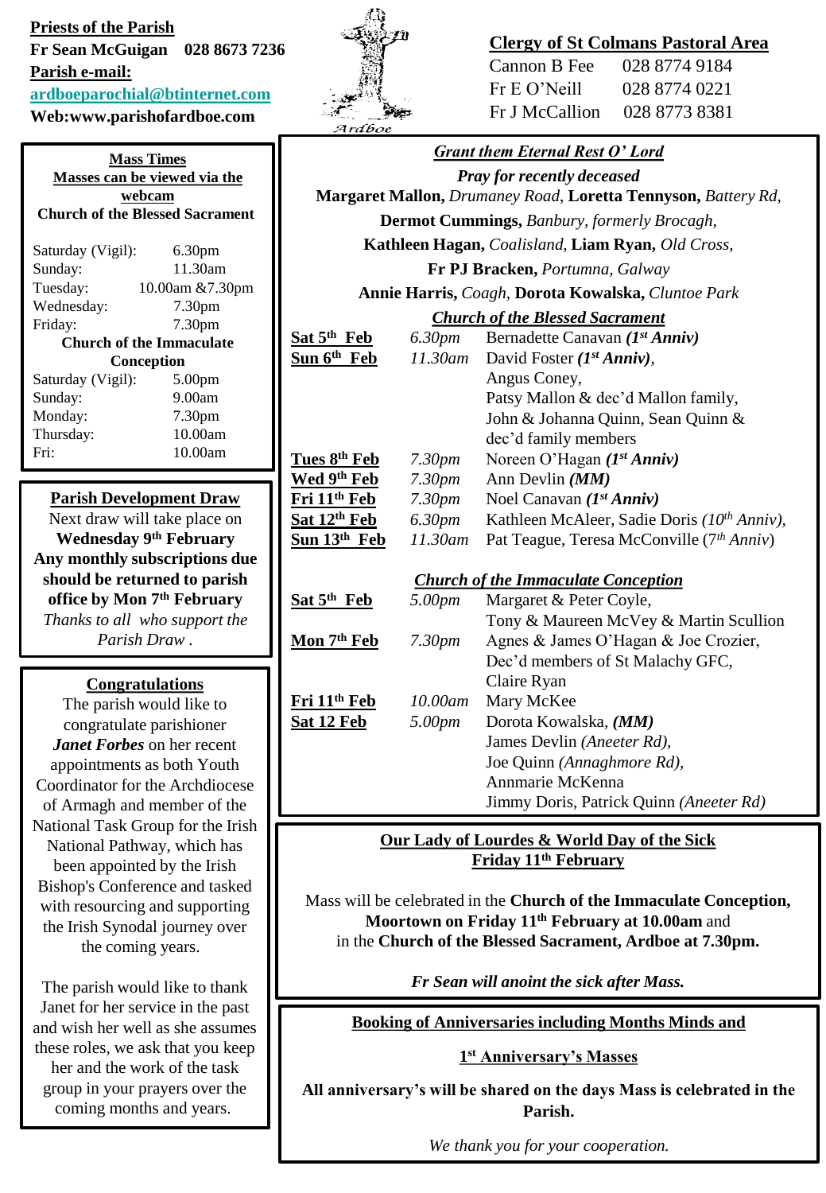**Priests of the Parish**

**Fr Sean McGuigan 028 8673 7236**

**Parish e-mail:**

**ardboeparochial@btinternet.com**

**Web:www.parishofardboe.com**

**Clergy of St Colmans Pastoral Area**

| | |
|---|---|
| Cannon B Fee | 028 8774 9184 |
| Fr E O'Neill | 028 8774 0221 |
| Fr J McCallion | 028 8773 8381 |

## Mass Times

**Masses can be viewed via the webcam**

**Church of the Blessed Sacrament**

| | |
|---|---|
| Saturday (Vigil): | 6.30pm |
| Sunday: | 11.30am |
| Tuesday: | 10.00am &7.30pm |
| Wednesday: | 7.30pm |
| Friday: | 7.30pm |

**Church of the Immaculate Conception**

| | |
|---|---|
| Saturday (Vigil): | 5.00pm |
| Sunday: | 9.00am |
| Monday: | 7.30pm |
| Thursday: | 10.00am |
| Fri: | 10.00am |

## Parish Development Draw

Next draw will take place on **Wednesday 9th February**

**Any monthly subscriptions due should be returned to parish office by Mon 7th February**

*Thanks to all who support the Parish Draw .*

## Congratulations

The parish would like to congratulate parishioner ***Janet Forbes*** on her recent appointments as both Youth Coordinator for the Archdiocese of Armagh and member of the National Task Group for the Irish National Pathway, which has been appointed by the Irish Bishop's Conference and tasked with resourcing and supporting the Irish Synodal journey over the coming years.

The parish would like to thank Janet for her service in the past and wish her well as she assumes these roles, we ask that you keep her and the work of the task group in your prayers over the coming months and years.

## *Grant them Eternal Rest O' Lord*

***Pray for recently deceased***

**Margaret Mallon,** *Drumaney Road,* **Loretta Tennyson,** *Battery Rd,* **Dermot Cummings,** *Banbury, formerly Brocagh,* **Kathleen Hagan,** *Coalisland,* **Liam Ryan,** *Old Cross,* **Fr PJ Bracken,** *Portumna, Galway* **Annie Harris,** *Coagh,* **Dorota Kowalska,** *Cluntoe Park*

### *Church of the Blessed Sacrament*

| | | |
|---|---|---|
| **Sat 5th Feb** | *6.30pm* | Bernadette Canavan ***(1st Anniv)*** |
| **Sun 6th Feb** | *11.30am* | David Foster ***(1st Anniv)***, Angus Coney, Patsy Mallon & dec'd Mallon family, John & Johanna Quinn, Sean Quinn & dec'd family members |
| **Tues 8th Feb** | *7.30pm* | Noreen O'Hagan ***(1st Anniv)*** |
| **Wed 9th Feb** | *7.30pm* | Ann Devlin ***(MM)*** |
| **Fri 11th Feb** | *7.30pm* | Noel Canavan ***(1st Anniv)*** |
| **Sat 12th Feb** | *6.30pm* | Kathleen McAleer, Sadie Doris *(10th Anniv)*, |
| **Sun 13th Feb** | *11.30am* | Pat Teague, Teresa McConville (7th *Anniv*) |

### *Church of the Immaculate Conception*

| | | |
|---|---|---|
| **Sat 5th Feb** | *5.00pm* | Margaret & Peter Coyle, Tony & Maureen McVey & Martin Scullion |
| **Mon 7th Feb** | *7.30pm* | Agnes & James O'Hagan & Joe Crozier, Dec'd members of St Malachy GFC, Claire Ryan |
| **Fri 11th Feb** | *10.00am* | Mary McKee |
| **Sat 12 Feb** | *5.00pm* | Dorota Kowalska, ***(MM)*** James Devlin *(Aneeter Rd)*, Joe Quinn *(Annaghmore Rd)*, Annmarie McKenna Jimmy Doris, Patrick Quinn *(Aneeter Rd)* |

## Our Lady of Lourdes & World Day of the Sick

**Friday 11th February**

Mass will be celebrated in the **Church of the Immaculate Conception, Moortown on Friday 11th February at 10.00am** and in the **Church of the Blessed Sacrament, Ardboe at 7.30pm.**

***Fr Sean will anoint the sick after Mass.***

## Booking of Anniversaries including Months Minds and 1st Anniversary's Masses

**All anniversary's will be shared on the days Mass is celebrated in the Parish.**

*We thank you for your cooperation.*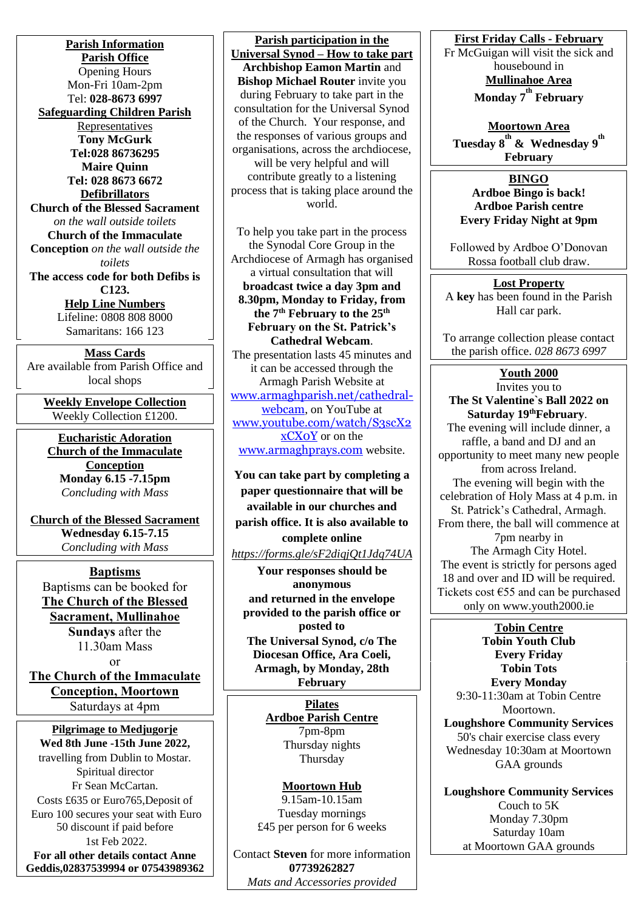**Parish Information**

**Parish Office**

Opening Hours

Mon-Fri 10am-2pm

Tel: **028-8673 6997**

**Safeguarding Children Parish**

Representatives

**Tony McGurk**

**Tel:028 86736295**

**Maire Quinn**

**Tel: 028 8673 6672**

**Defibrillators**

**Church of the Blessed Sacrament** *on the wall outside toilets*

**Church of the Immaculate Conception** *on the wall outside the toilets*

**The access code for both Defibs is C123.**

**Help Line Numbers**

Lifeline: 0808 808 8000

Samaritans: 166 123

**Mass Cards**

Are available from Parish Office and local shops

**Weekly Envelope Collection**

Weekly Collection £1200.

**Eucharistic Adoration**

**Church of the Immaculate Conception**

**Monday 6.15 -7.15pm**

*Concluding with Mass*

**Church of the Blessed Sacrament**

**Wednesday 6.15-7.15**

*Concluding with Mass*

**Baptisms**

Baptisms can be booked for

**The Church of the Blessed Sacrament, Mullinahoe**

**Sundays** after the 11.30am Mass

or

**The Church of the Immaculate Conception, Moortown**

Saturdays at 4pm

**Pilgrimage to Medjugorje**

**Wed 8th June -15th June 2022,** travelling from Dublin to Mostar.

Spiritual director Fr Sean McCartan.

Costs £635 or Euro765,Deposit of Euro 100 secures your seat with Euro 50 discount if paid before 1st Feb 2022.

**For all other details contact Anne Geddis,02837539994 or 07543989362**

**Parish participation in the Universal Synod – How to take part**

**Archbishop Eamon Martin** and **Bishop Michael Router** invite you during February to take part in the consultation for the Universal Synod of the Church. Your response, and the responses of various groups and organisations, across the archdiocese, will be very helpful and will contribute greatly to a listening process that is taking place around the world.

To help you take part in the process the Synodal Core Group in the Archdiocese of Armagh has organised a virtual consultation that will **broadcast twice a day 3pm and 8.30pm, Monday to Friday, from the 7th February to the 25th February on the St. Patrick's Cathedral Webcam**.

The presentation lasts 45 minutes and it can be accessed through the Armagh Parish Website at www.armaghparish.net/cathedral-webcam, on YouTube at www.youtube.com/watch/S3scX2xCXoY or on the www.armaghprays.com website.

**You can take part by completing a paper questionnaire that will be available in our churches and parish office. It is also available to complete online**

*https://forms.gle/sF2diqjQt1Jdq74UA*

**Your responses should be anonymous and returned in the envelope provided to the parish office or posted to The Universal Synod, c/o The Diocesan Office, Ara Coeli, Armagh, by Monday, 28th February**

**Pilates**

**Ardboe Parish Centre**

7pm-8pm

Thursday nights

Thursday

**Moortown Hub**

9.15am-10.15am

Tuesday mornings

£45 per person for 6 weeks

Contact **Steven** for more information **07739262827**

*Mats and Accessories provided*

**First Friday Calls - February**

Fr McGuigan will visit the sick and housebound in

**Mullinahoe Area**

**Monday 7th February**

**Moortown Area**

**Tuesday 8th & Wednesday 9th February**

**BINGO**

**Ardboe Bingo is back!**

**Ardboe Parish centre**

**Every Friday Night at 9pm**

Followed by Ardboe O'Donovan Rossa football club draw.

**Lost Property**

A **key** has been found in the Parish Hall car park.

To arrange collection please contact the parish office. *028 8673 6997*

**Youth 2000**

Invites you to

**The St Valentine`s Ball 2022 on Saturday 19thFebruary**.

The evening will include dinner, a raffle, a band and DJ and an opportunity to meet many new people from across Ireland.

The evening will begin with the celebration of Holy Mass at 4 p.m. in St. Patrick's Cathedral, Armagh. From there, the ball will commence at 7pm nearby in The Armagh City Hotel.

The event is strictly for persons aged 18 and over and ID will be required. Tickets cost €55 and can be purchased only on www.youth2000.ie

**Tobin Centre**

**Tobin Youth Club**

**Every Friday**

**Tobin Tots**

**Every Monday**

9:30-11:30am at Tobin Centre Moortown.

**Loughshore Community Services**

50's chair exercise class every Wednesday 10:30am at Moortown GAA grounds

**Loughshore Community Services**

Couch to 5K

Monday 7.30pm

Saturday 10am

at Moortown GAA grounds